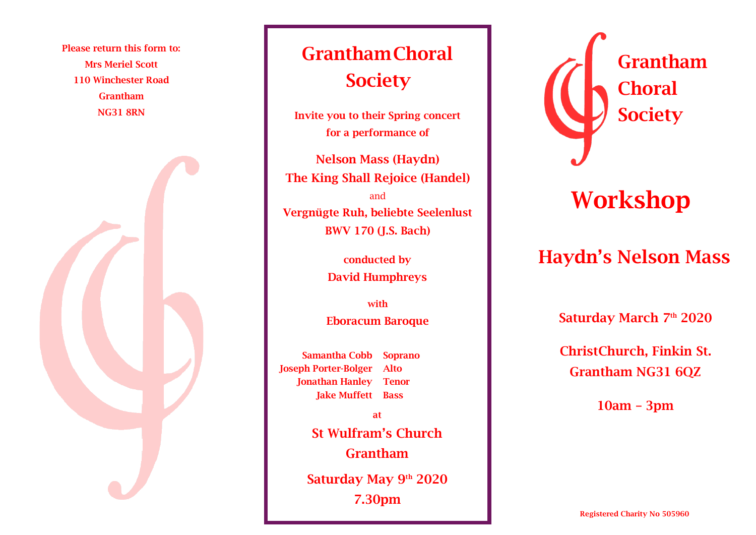Please return this form to:
Mrs Meriel Scott
110 Winchester Road
Grantham
NG31 8RN

# Grantham Choral Society

**Invite you to their Spring concert for a performance of**

**Nelson Mass (Haydn)**
**The King Shall Rejoice (Handel)**
and
**Vergnügte Ruh, beliebte Seelenlust BWV 170 (J.S. Bach)**

conducted by
**David Humphreys**

with
**Eboracum Baroque**

| | |
|---|---|
| Samantha Cobb | Soprano |
| Joseph Porter-Bolger | Alto |
| Jonathan Hanley | Tenor |
| Jake Muffett | Bass |

at
**St Wulfram's Church Grantham**

**Saturday May 9th 2020**
**7.30pm**

# Grantham Choral Society

# Workshop

## Haydn's Nelson Mass

Saturday March 7th 2020

ChristChurch, Finkin St.
Grantham NG31 6QZ

10am – 3pm

Registered Charity No 505960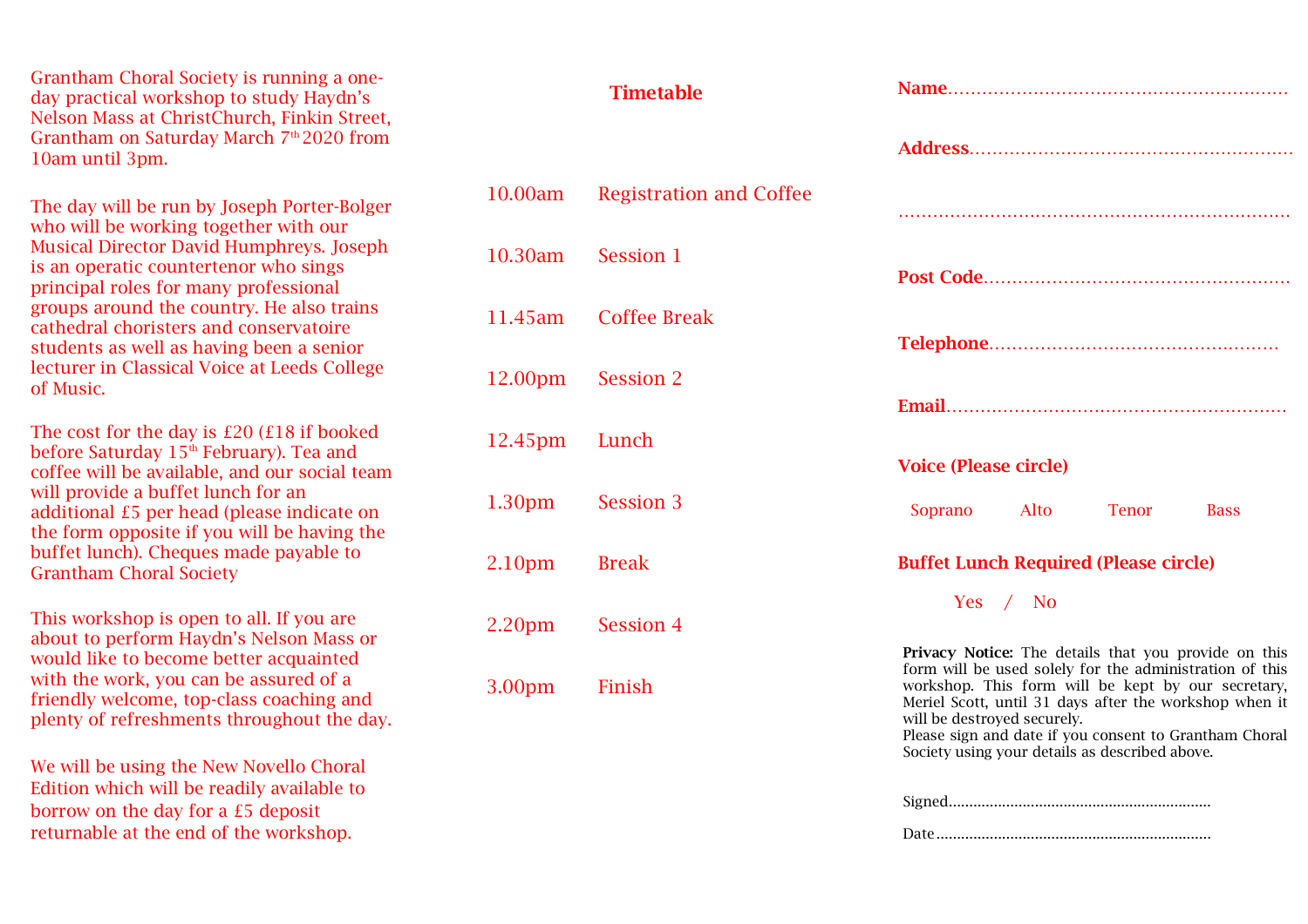Grantham Choral Society is running a one-day practical workshop to study Haydn's Nelson Mass at ChristChurch, Finkin Street, Grantham on Saturday March 7th 2020 from 10am until 3pm.

The day will be run by Joseph Porter-Bolger who will be working together with our Musical Director David Humphreys. Joseph is an operatic countertenor who sings principal roles for many professional groups around the country. He also trains cathedral choristers and conservatoire students as well as having been a senior lecturer in Classical Voice at Leeds College of Music.

The cost for the day is £20 (£18 if booked before Saturday 15th February). Tea and coffee will be available, and our social team will provide a buffet lunch for an additional £5 per head (please indicate on the form opposite if you will be having the buffet lunch). Cheques made payable to Grantham Choral Society

This workshop is open to all. If you are about to perform Haydn's Nelson Mass or would like to become better acquainted with the work, you can be assured of a friendly welcome, top-class coaching and plenty of refreshments throughout the day.

We will be using the New Novello Choral Edition which will be readily available to borrow on the day for a £5 deposit returnable at the end of the workshop.

## Timetable

| | |
|---|---|
| 10.00am | Registration and Coffee |
| 10.30am | Session 1 |
| 11.45am | Coffee Break |
| 12.00pm | Session 2 |
| 12.45pm | Lunch |
| 1.30pm | Session 3 |
| 2.10pm | Break |
| 2.20pm | Session 4 |
| 3.00pm | Finish |

**Name**............................................................

**Address**........................................................

.....................................................................

**Post Code**.....................................................

**Telephone**..................................................

**Email**...........................................................

**Voice (Please circle)**

Soprano Alto Tenor Bass

**Buffet Lunch Required (Please circle)**

Yes / No

**Privacy Notice:** The details that you provide on this form will be used solely for the administration of this workshop. This form will be kept by our secretary, Meriel Scott, until 31 days after the workshop when it will be destroyed securely.
Please sign and date if you consent to Grantham Choral Society using your details as described above.

Signed................................................................

Date...................................................................